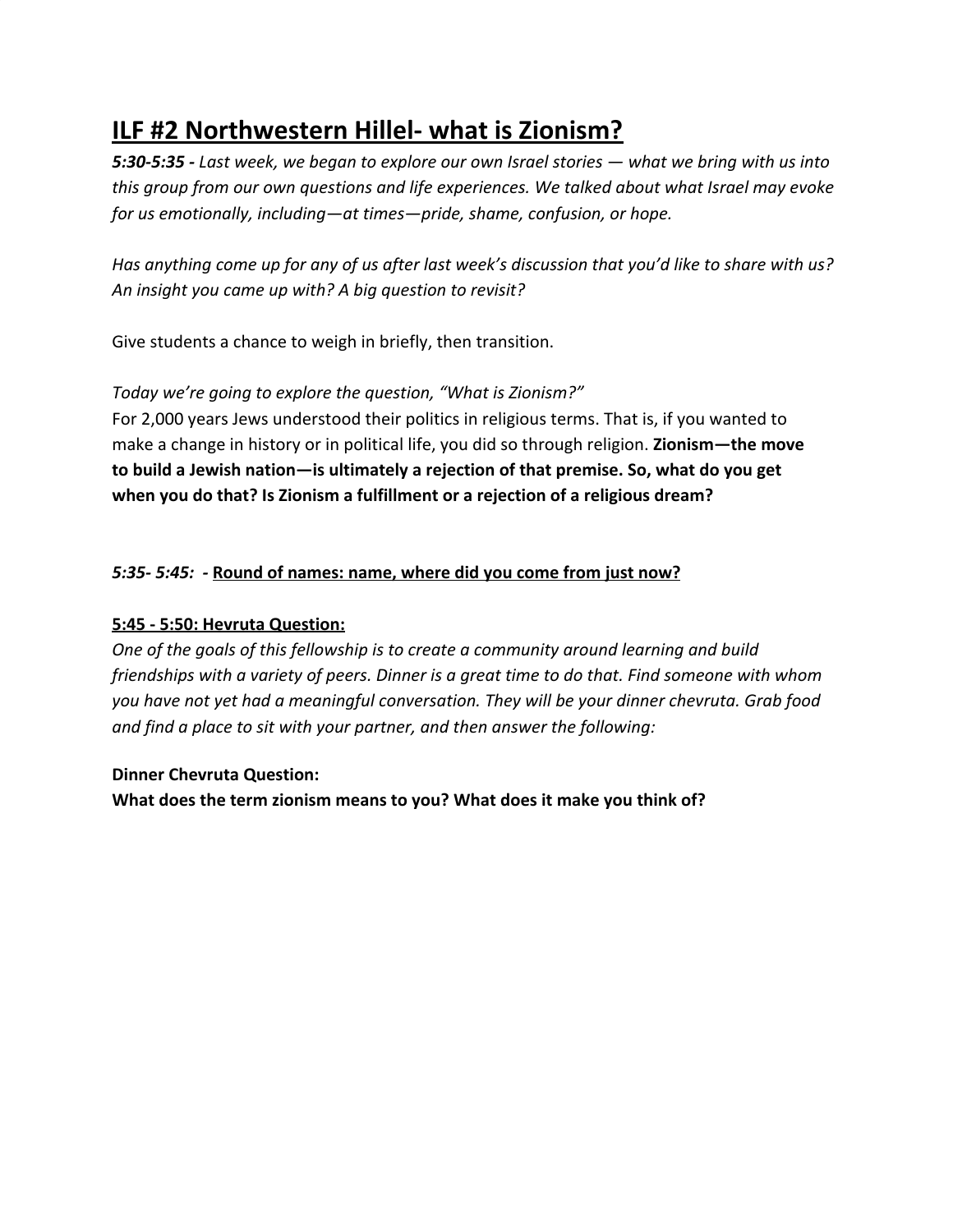# ILF #2 Northwestern Hillel- what is Zionism?

***5:30-5:35 -*** *Last week, we began to explore our own Israel stories — what we bring with us into this group from our own questions and life experiences. We talked about what Israel may evoke for us emotionally, including—at times—pride, shame, confusion, or hope.*

*Has anything come up for any of us after last week's discussion that you'd like to share with us? An insight you came up with? A big question to revisit?*

Give students a chance to weigh in briefly, then transition.

*Today we're going to explore the question, "What is Zionism?"*
For 2,000 years Jews understood their politics in religious terms. That is, if you wanted to make a change in history or in political life, you did so through religion. **Zionism—the move to build a Jewish nation—is ultimately a rejection of that premise. So, what do you get when you do that? Is Zionism a fulfillment or a rejection of a religious dream?**

***5:35- 5:45:*** **-** <u>**Round of names: name, where did you come from just now?**</u>

<u>**5:45 - 5:50: Hevruta Question:**</u>

*One of the goals of this fellowship is to create a community around learning and build friendships with a variety of peers. Dinner is a great time to do that. Find someone with whom you have not yet had a meaningful conversation. They will be your dinner chevruta. Grab food and find a place to sit with your partner, and then answer the following:*

**Dinner Chevruta Question:**
**What does the term zionism means to you? What does it make you think of?**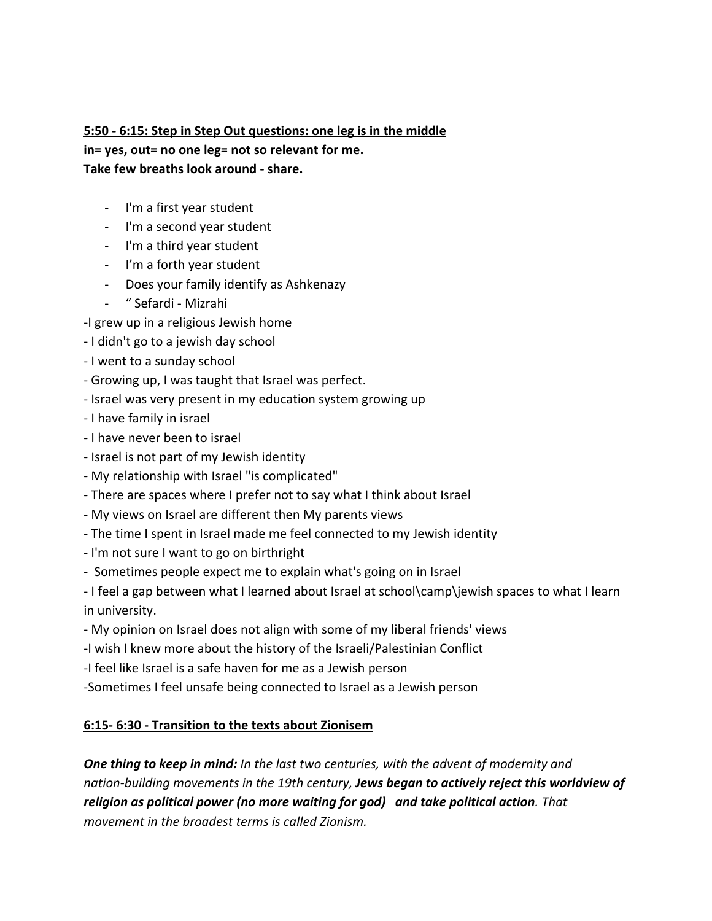**<u>5:50 - 6:15: Step in Step Out questions: one leg is in the middle</u>**
**in= yes, out= no one leg= not so relevant for me.**
**Take few breaths look around - share.**

- I'm a first year student
- I'm a second year student
- I'm a third year student
- I'm a forth year student
- Does your family identify as Ashkenazy
- " Sefardi - Mizrahi

-I grew up in a religious Jewish home
- I didn't go to a jewish day school
- I went to a sunday school
- Growing up, I was taught that Israel was perfect.
- Israel was very present in my education system growing up
- I have family in israel
- I have never been to israel
- Israel is not part of my Jewish identity
- My relationship with Israel "is complicated"
- There are spaces where I prefer not to say what I think about Israel
- My views on Israel are different then My parents views
- The time I spent in Israel made me feel connected to my Jewish identity
- I'm not sure I want to go on birthright
- Sometimes people expect me to explain what's going on in Israel
- I feel a gap between what I learned about Israel at school\camp\jewish spaces to what I learn in university.
- My opinion on Israel does not align with some of my liberal friends' views
-I wish I knew more about the history of the Israeli/Palestinian Conflict
-I feel like Israel is a safe haven for me as a Jewish person
-Sometimes I feel unsafe being connected to Israel as a Jewish person

**<u>6:15- 6:30 - Transition to the texts about Zionisem</u>**

***One thing to keep in mind:*** *In the last two centuries, with the advent of modernity and nation-building movements in the 19th century,* ***Jews began to actively reject this worldview of religion as political power (no more waiting for god) and take political action****. That movement in the broadest terms is called Zionism.*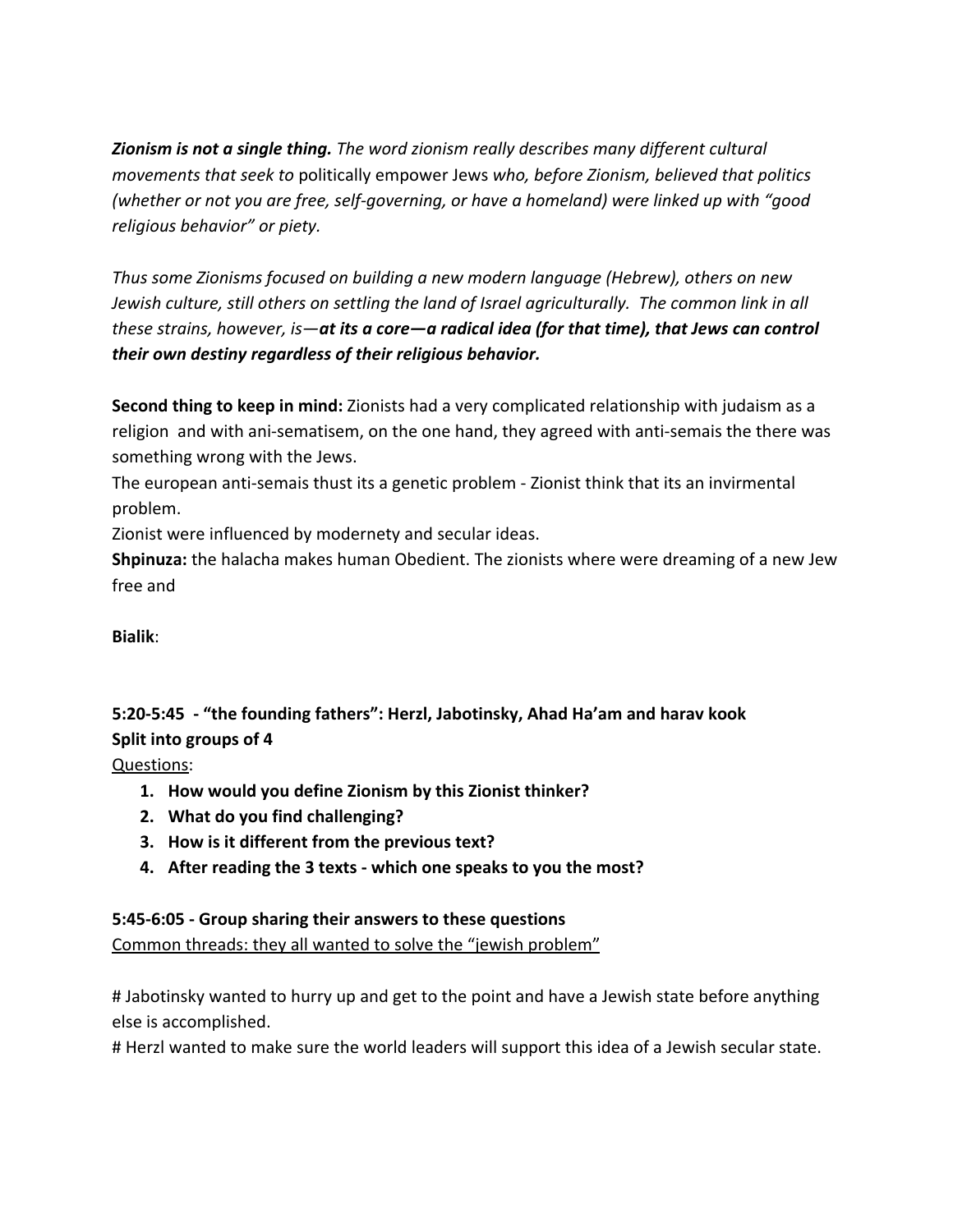***Zionism is not a single thing.*** *The word zionism really describes many different cultural movements that seek to* politically empower Jews *who, before Zionism, believed that politics (whether or not you are free, self-governing, or have a homeland) were linked up with "good religious behavior" or piety.*

*Thus some Zionisms focused on building a new modern language (Hebrew), others on new Jewish culture, still others on settling the land of Israel agriculturally. The common link in all these strains, however, is—**at its a core—a radical idea (for that time), that Jews can control their own destiny regardless of their religious behavior.***

**Second thing to keep in mind:** Zionists had a very complicated relationship with judaism as a religion and with ani-sematisem, on the one hand, they agreed with anti-semais the there was something wrong with the Jews.
The european anti-semais thust its a genetic problem - Zionist think that its an invirmental problem.
Zionist were influenced by modernety and secular ideas.
**Shpinuza:** the halacha makes human Obedient. The zionists where were dreaming of a new Jew free and

**Bialik**:

**5:20-5:45 - "the founding fathers": Herzl, Jabotinsky, Ahad Ha'am and harav kook**
**Split into groups of 4**

<u>Questions</u>:

1. **How would you define Zionism by this Zionist thinker?**
2. **What do you find challenging?**
3. **How is it different from the previous text?**
4. **After reading the 3 texts - which one speaks to you the most?**

**5:45-6:05 - Group sharing their answers to these questions**
<u>Common threads: they all wanted to solve the "jewish problem"</u>

# Jabotinsky wanted to hurry up and get to the point and have a Jewish state before anything else is accomplished.
# Herzl wanted to make sure the world leaders will support this idea of a Jewish secular state.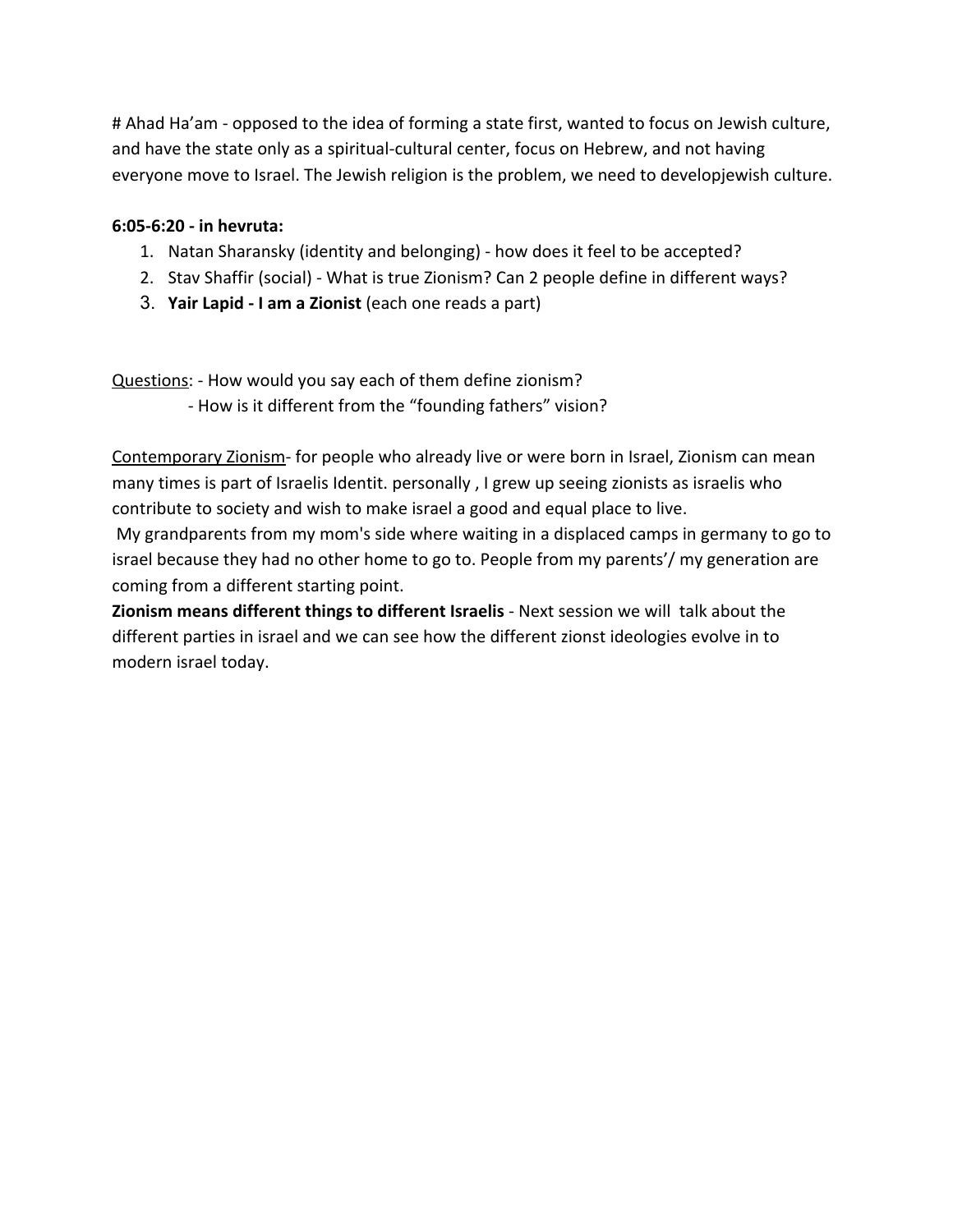# Ahad Ha'am - opposed to the idea of forming a state first, wanted to focus on Jewish culture, and have the state only as a spiritual-cultural center, focus on Hebrew, and not having everyone move to Israel. The Jewish religion is the problem, we need to developjewish culture.

**6:05-6:20 - in hevruta:**

1. Natan Sharansky (identity and belonging) - how does it feel to be accepted?
2. Stav Shaffir (social) - What is true Zionism? Can 2 people define in different ways?
3. **Yair Lapid - I am a Zionist** (each one reads a part)

<u>Questions</u>: - How would you say each of them define zionism?
- How is it different from the "founding fathers" vision?

<u>Contemporary Zionism</u>- for people who already live or were born in Israel, Zionism can mean many times is part of Israelis Identit. personally , I grew up seeing zionists as israelis who contribute to society and wish to make israel a good and equal place to live.

My grandparents from my mom's side where waiting in a displaced camps in germany to go to israel because they had no other home to go to. People from my parents'/ my generation are coming from a different starting point.

**Zionism means different things to different Israelis** - Next session we will talk about the different parties in israel and we can see how the different zionst ideologies evolve in to modern israel today.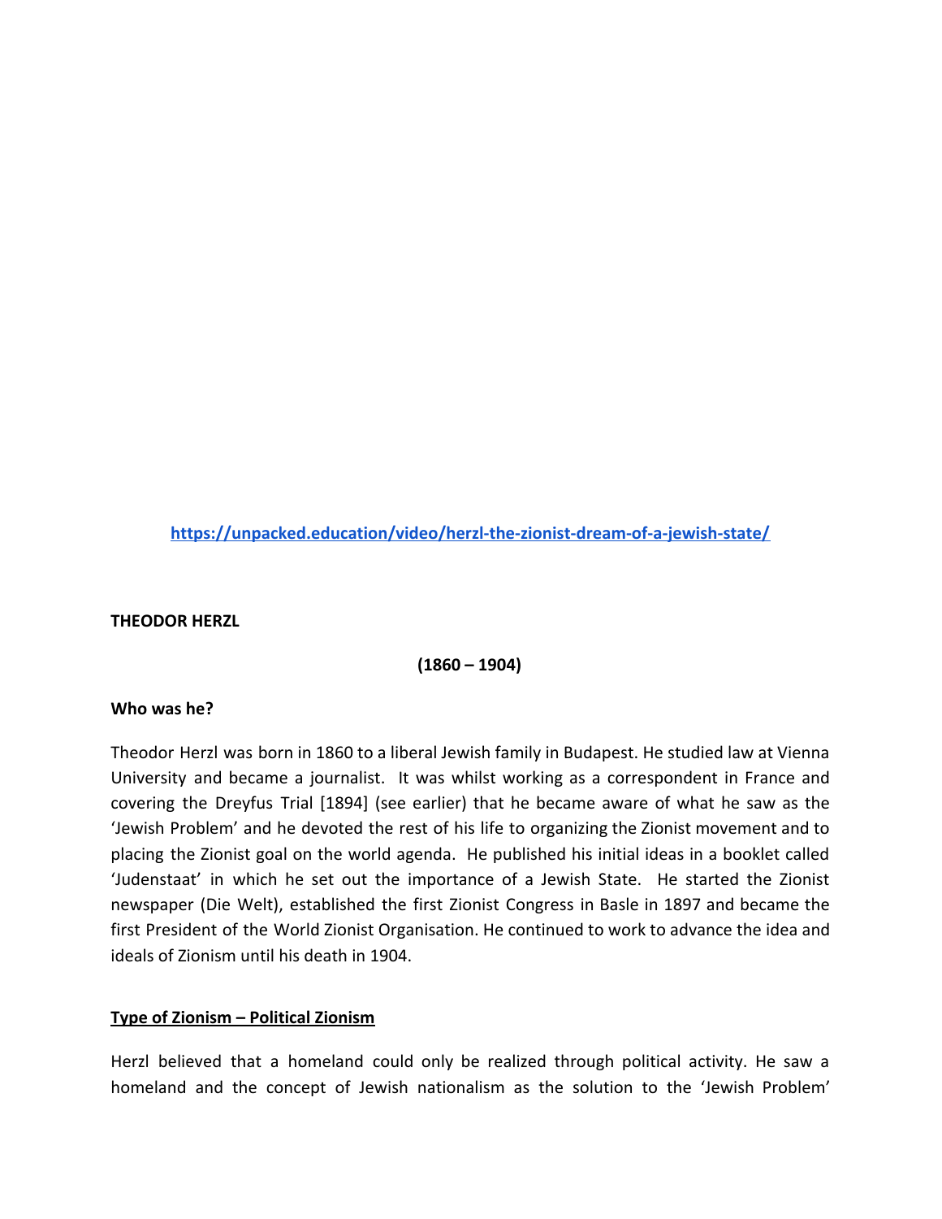[https://unpacked.education/video/herzl-the-zionist-dream-of-a-jewish-state/](https://unpacked.education/video/herzl-the-zionist-dream-of-a-jewish-state/)

**THEODOR HERZL**

**(1860 – 1904)**

**Who was he?**

Theodor Herzl was born in 1860 to a liberal Jewish family in Budapest. He studied law at Vienna University and became a journalist. It was whilst working as a correspondent in France and covering the Dreyfus Trial [1894] (see earlier) that he became aware of what he saw as the 'Jewish Problem' and he devoted the rest of his life to organizing the Zionist movement and to placing the Zionist goal on the world agenda. He published his initial ideas in a booklet called 'Judenstaat' in which he set out the importance of a Jewish State. He started the Zionist newspaper (Die Welt), established the first Zionist Congress in Basle in 1897 and became the first President of the World Zionist Organisation. He continued to work to advance the idea and ideals of Zionism until his death in 1904.

**Type of Zionism – Political Zionism**

Herzl believed that a homeland could only be realized through political activity. He saw a homeland and the concept of Jewish nationalism as the solution to the 'Jewish Problem'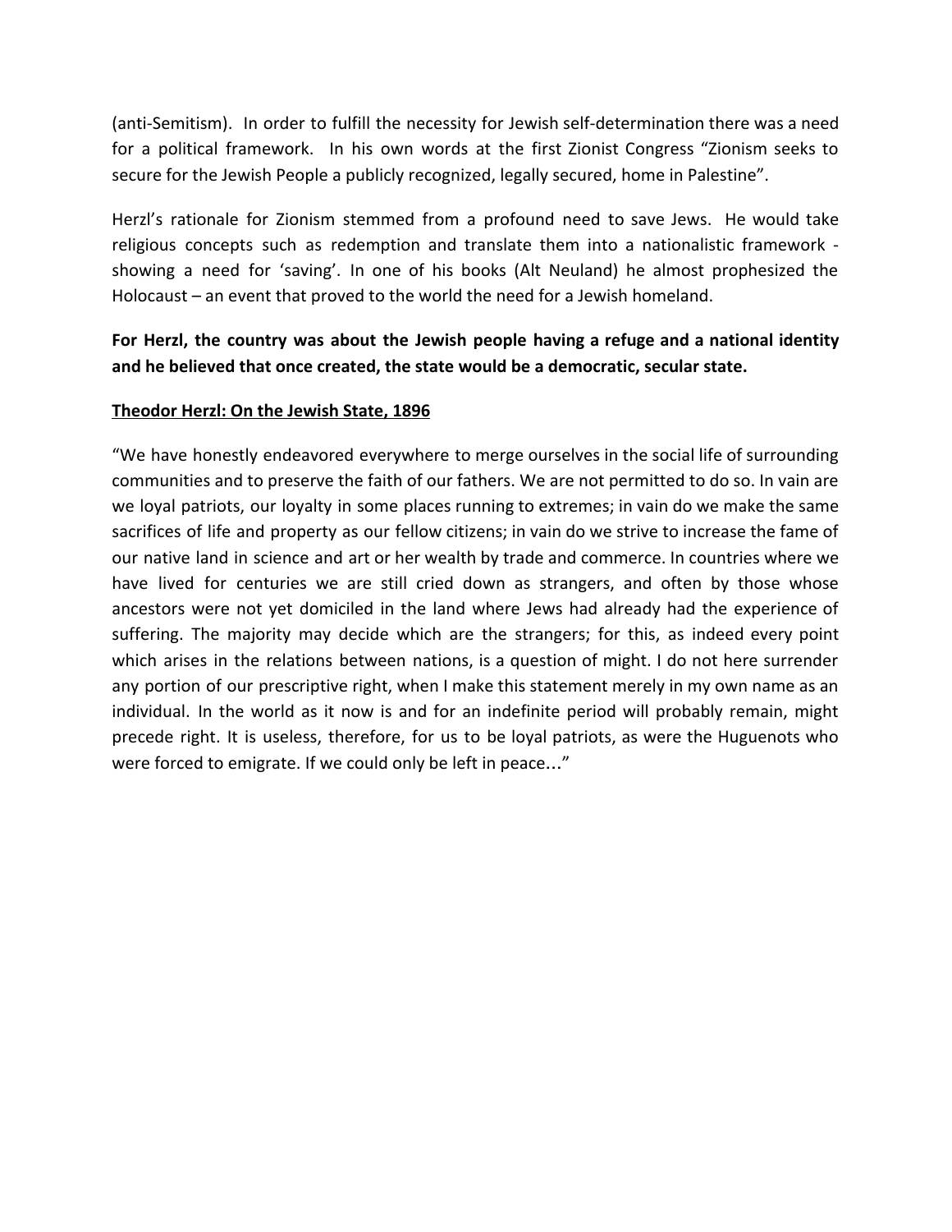(anti-Semitism). In order to fulfill the necessity for Jewish self-determination there was a need for a political framework. In his own words at the first Zionist Congress "Zionism seeks to secure for the Jewish People a publicly recognized, legally secured, home in Palestine".

Herzl's rationale for Zionism stemmed from a profound need to save Jews. He would take religious concepts such as redemption and translate them into a nationalistic framework - showing a need for 'saving'. In one of his books (Alt Neuland) he almost prophesized the Holocaust – an event that proved to the world the need for a Jewish homeland.

**For Herzl, the country was about the Jewish people having a refuge and a national identity and he believed that once created, the state would be a democratic, secular state.**

**<u>Theodor Herzl: On the Jewish State, 1896</u>**

"We have honestly endeavored everywhere to merge ourselves in the social life of surrounding communities and to preserve the faith of our fathers. We are not permitted to do so. In vain are we loyal patriots, our loyalty in some places running to extremes; in vain do we make the same sacrifices of life and property as our fellow citizens; in vain do we strive to increase the fame of our native land in science and art or her wealth by trade and commerce. In countries where we have lived for centuries we are still cried down as strangers, and often by those whose ancestors were not yet domiciled in the land where Jews had already had the experience of suffering. The majority may decide which are the strangers; for this, as indeed every point which arises in the relations between nations, is a question of might. I do not here surrender any portion of our prescriptive right, when I make this statement merely in my own name as an individual. In the world as it now is and for an indefinite period will probably remain, might precede right. It is useless, therefore, for us to be loyal patriots, as were the Huguenots who were forced to emigrate. If we could only be left in peace…"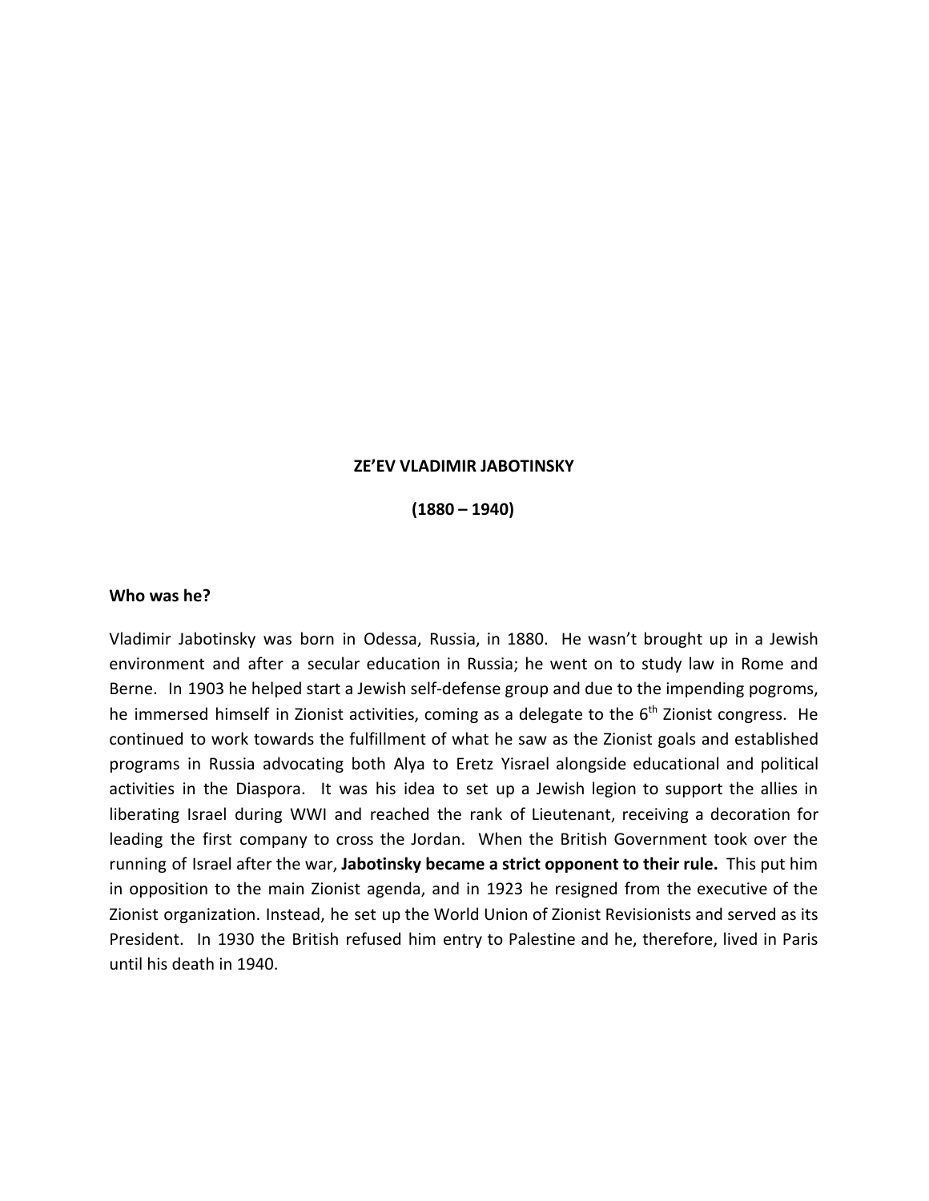**ZE'EV VLADIMIR JABOTINSKY**

**(1880 – 1940)**

**Who was he?**

Vladimir Jabotinsky was born in Odessa, Russia, in 1880. He wasn't brought up in a Jewish environment and after a secular education in Russia; he went on to study law in Rome and Berne. In 1903 he helped start a Jewish self-defense group and due to the impending pogroms, he immersed himself in Zionist activities, coming as a delegate to the 6th Zionist congress. He continued to work towards the fulfillment of what he saw as the Zionist goals and established programs in Russia advocating both Alya to Eretz Yisrael alongside educational and political activities in the Diaspora. It was his idea to set up a Jewish legion to support the allies in liberating Israel during WWI and reached the rank of Lieutenant, receiving a decoration for leading the first company to cross the Jordan. When the British Government took over the running of Israel after the war, **Jabotinsky became a strict opponent to their rule.** This put him in opposition to the main Zionist agenda, and in 1923 he resigned from the executive of the Zionist organization. Instead, he set up the World Union of Zionist Revisionists and served as its President. In 1930 the British refused him entry to Palestine and he, therefore, lived in Paris until his death in 1940.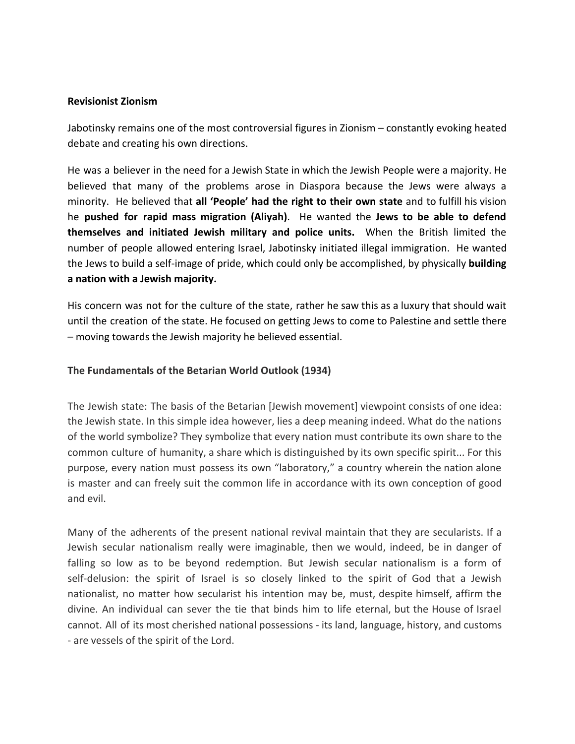**Revisionist Zionism**

Jabotinsky remains one of the most controversial figures in Zionism – constantly evoking heated debate and creating his own directions.

He was a believer in the need for a Jewish State in which the Jewish People were a majority. He believed that many of the problems arose in Diaspora because the Jews were always a minority. He believed that **all 'People' had the right to their own state** and to fulfill his vision he **pushed for rapid mass migration (Aliyah)**. He wanted the **Jews to be able to defend themselves and initiated Jewish military and police units.** When the British limited the number of people allowed entering Israel, Jabotinsky initiated illegal immigration. He wanted the Jews to build a self-image of pride, which could only be accomplished, by physically **building a nation with a Jewish majority.**

His concern was not for the culture of the state, rather he saw this as a luxury that should wait until the creation of the state. He focused on getting Jews to come to Palestine and settle there – moving towards the Jewish majority he believed essential.

**The Fundamentals of the Betarian World Outlook (1934)**

The Jewish state: The basis of the Betarian [Jewish movement] viewpoint consists of one idea: the Jewish state. In this simple idea however, lies a deep meaning indeed. What do the nations of the world symbolize? They symbolize that every nation must contribute its own share to the common culture of humanity, a share which is distinguished by its own specific spirit... For this purpose, every nation must possess its own "laboratory," a country wherein the nation alone is master and can freely suit the common life in accordance with its own conception of good and evil.

Many of the adherents of the present national revival maintain that they are secularists. If a Jewish secular nationalism really were imaginable, then we would, indeed, be in danger of falling so low as to be beyond redemption. But Jewish secular nationalism is a form of self-delusion: the spirit of Israel is so closely linked to the spirit of God that a Jewish nationalist, no matter how secularist his intention may be, must, despite himself, affirm the divine. An individual can sever the tie that binds him to life eternal, but the House of Israel cannot. All of its most cherished national possessions - its land, language, history, and customs - are vessels of the spirit of the Lord.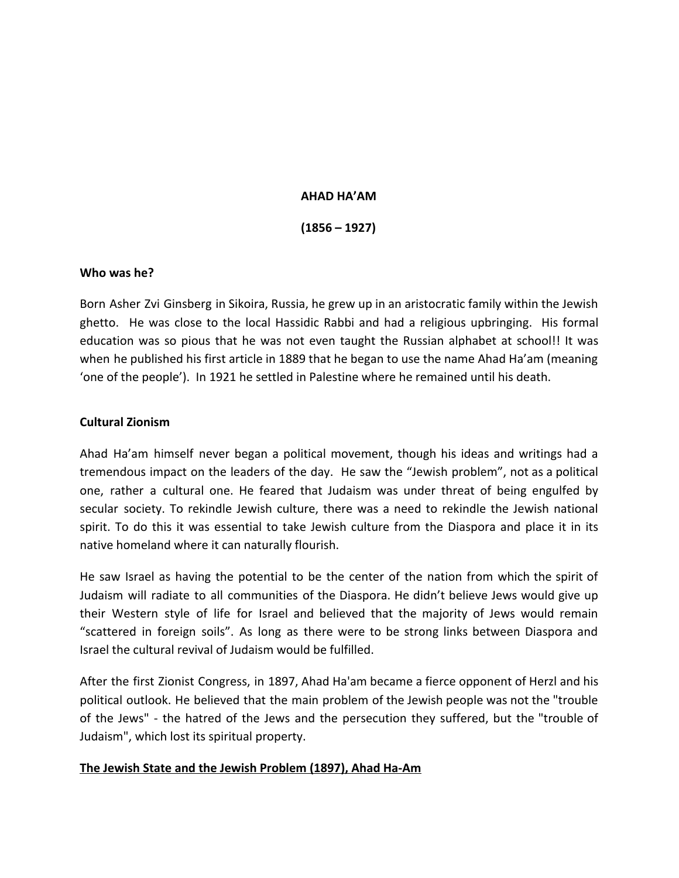**AHAD HA'AM**

**(1856 – 1927)**

**Who was he?**

Born Asher Zvi Ginsberg in Sikoira, Russia, he grew up in an aristocratic family within the Jewish ghetto. He was close to the local Hassidic Rabbi and had a religious upbringing. His formal education was so pious that he was not even taught the Russian alphabet at school!! It was when he published his first article in 1889 that he began to use the name Ahad Ha'am (meaning 'one of the people'). In 1921 he settled in Palestine where he remained until his death.

**Cultural Zionism**

Ahad Ha'am himself never began a political movement, though his ideas and writings had a tremendous impact on the leaders of the day. He saw the "Jewish problem", not as a political one, rather a cultural one. He feared that Judaism was under threat of being engulfed by secular society. To rekindle Jewish culture, there was a need to rekindle the Jewish national spirit. To do this it was essential to take Jewish culture from the Diaspora and place it in its native homeland where it can naturally flourish.

He saw Israel as having the potential to be the center of the nation from which the spirit of Judaism will radiate to all communities of the Diaspora. He didn't believe Jews would give up their Western style of life for Israel and believed that the majority of Jews would remain "scattered in foreign soils". As long as there were to be strong links between Diaspora and Israel the cultural revival of Judaism would be fulfilled.

After the first Zionist Congress, in 1897, Ahad Ha'am became a fierce opponent of Herzl and his political outlook. He believed that the main problem of the Jewish people was not the "trouble of the Jews" - the hatred of the Jews and the persecution they suffered, but the "trouble of Judaism", which lost its spiritual property.

**The Jewish State and the Jewish Problem (1897), Ahad Ha-Am**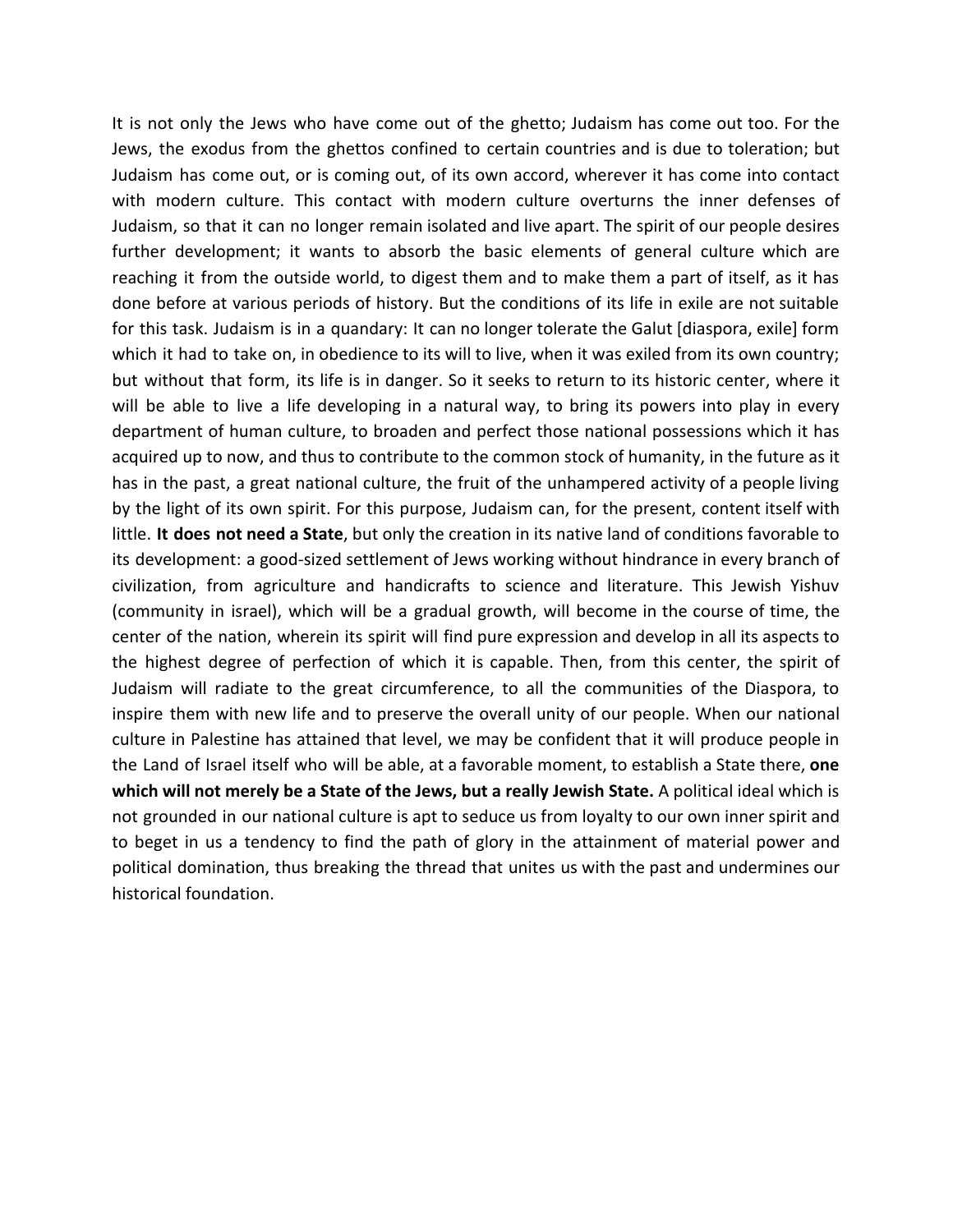It is not only the Jews who have come out of the ghetto; Judaism has come out too. For the Jews, the exodus from the ghettos confined to certain countries and is due to toleration; but Judaism has come out, or is coming out, of its own accord, wherever it has come into contact with modern culture. This contact with modern culture overturns the inner defenses of Judaism, so that it can no longer remain isolated and live apart. The spirit of our people desires further development; it wants to absorb the basic elements of general culture which are reaching it from the outside world, to digest them and to make them a part of itself, as it has done before at various periods of history. But the conditions of its life in exile are not suitable for this task. Judaism is in a quandary: It can no longer tolerate the Galut [diaspora, exile] form which it had to take on, in obedience to its will to live, when it was exiled from its own country; but without that form, its life is in danger. So it seeks to return to its historic center, where it will be able to live a life developing in a natural way, to bring its powers into play in every department of human culture, to broaden and perfect those national possessions which it has acquired up to now, and thus to contribute to the common stock of humanity, in the future as it has in the past, a great national culture, the fruit of the unhampered activity of a people living by the light of its own spirit. For this purpose, Judaism can, for the present, content itself with little. **It does not need a State**, but only the creation in its native land of conditions favorable to its development: a good-sized settlement of Jews working without hindrance in every branch of civilization, from agriculture and handicrafts to science and literature. This Jewish Yishuv (community in israel), which will be a gradual growth, will become in the course of time, the center of the nation, wherein its spirit will find pure expression and develop in all its aspects to the highest degree of perfection of which it is capable. Then, from this center, the spirit of Judaism will radiate to the great circumference, to all the communities of the Diaspora, to inspire them with new life and to preserve the overall unity of our people. When our national culture in Palestine has attained that level, we may be confident that it will produce people in the Land of Israel itself who will be able, at a favorable moment, to establish a State there, **one which will not merely be a State of the Jews, but a really Jewish State.** A political ideal which is not grounded in our national culture is apt to seduce us from loyalty to our own inner spirit and to beget in us a tendency to find the path of glory in the attainment of material power and political domination, thus breaking the thread that unites us with the past and undermines our historical foundation.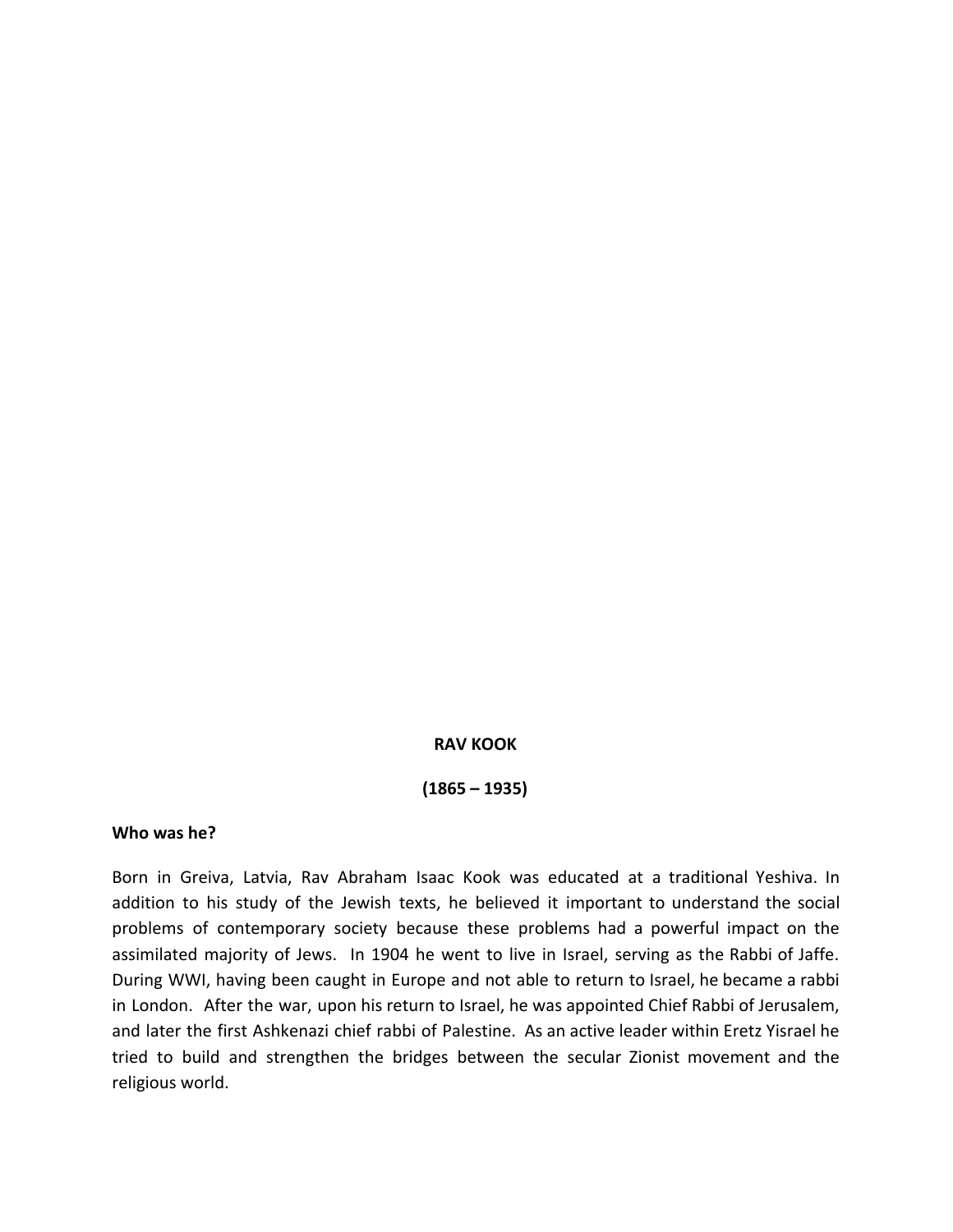**RAV KOOK**

**(1865 – 1935)**

**Who was he?**

Born in Greiva, Latvia, Rav Abraham Isaac Kook was educated at a traditional Yeshiva. In addition to his study of the Jewish texts, he believed it important to understand the social problems of contemporary society because these problems had a powerful impact on the assimilated majority of Jews. In 1904 he went to live in Israel, serving as the Rabbi of Jaffe. During WWI, having been caught in Europe and not able to return to Israel, he became a rabbi in London. After the war, upon his return to Israel, he was appointed Chief Rabbi of Jerusalem, and later the first Ashkenazi chief rabbi of Palestine. As an active leader within Eretz Yisrael he tried to build and strengthen the bridges between the secular Zionist movement and the religious world.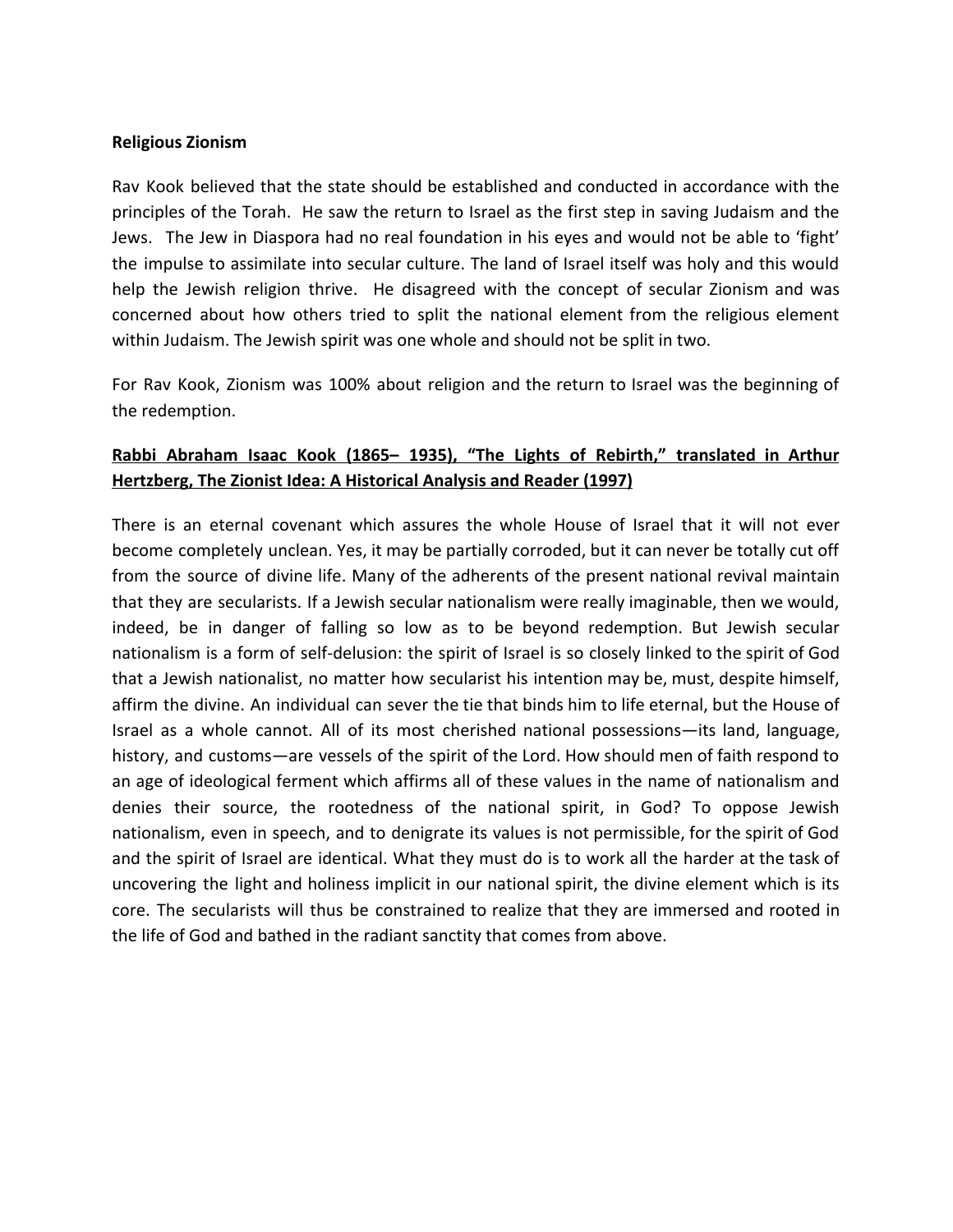**Religious Zionism**

Rav Kook believed that the state should be established and conducted in accordance with the principles of the Torah. He saw the return to Israel as the first step in saving Judaism and the Jews. The Jew in Diaspora had no real foundation in his eyes and would not be able to 'fight' the impulse to assimilate into secular culture. The land of Israel itself was holy and this would help the Jewish religion thrive. He disagreed with the concept of secular Zionism and was concerned about how others tried to split the national element from the religious element within Judaism. The Jewish spirit was one whole and should not be split in two.

For Rav Kook, Zionism was 100% about religion and the return to Israel was the beginning of the redemption.

**Rabbi Abraham Isaac Kook (1865– 1935), "The Lights of Rebirth," translated in Arthur Hertzberg, The Zionist Idea: A Historical Analysis and Reader (1997)**

There is an eternal covenant which assures the whole House of Israel that it will not ever become completely unclean. Yes, it may be partially corroded, but it can never be totally cut off from the source of divine life. Many of the adherents of the present national revival maintain that they are secularists. If a Jewish secular nationalism were really imaginable, then we would, indeed, be in danger of falling so low as to be beyond redemption. But Jewish secular nationalism is a form of self-delusion: the spirit of Israel is so closely linked to the spirit of God that a Jewish nationalist, no matter how secularist his intention may be, must, despite himself, affirm the divine. An individual can sever the tie that binds him to life eternal, but the House of Israel as a whole cannot. All of its most cherished national possessions—its land, language, history, and customs—are vessels of the spirit of the Lord. How should men of faith respond to an age of ideological ferment which affirms all of these values in the name of nationalism and denies their source, the rootedness of the national spirit, in God? To oppose Jewish nationalism, even in speech, and to denigrate its values is not permissible, for the spirit of God and the spirit of Israel are identical. What they must do is to work all the harder at the task of uncovering the light and holiness implicit in our national spirit, the divine element which is its core. The secularists will thus be constrained to realize that they are immersed and rooted in the life of God and bathed in the radiant sanctity that comes from above.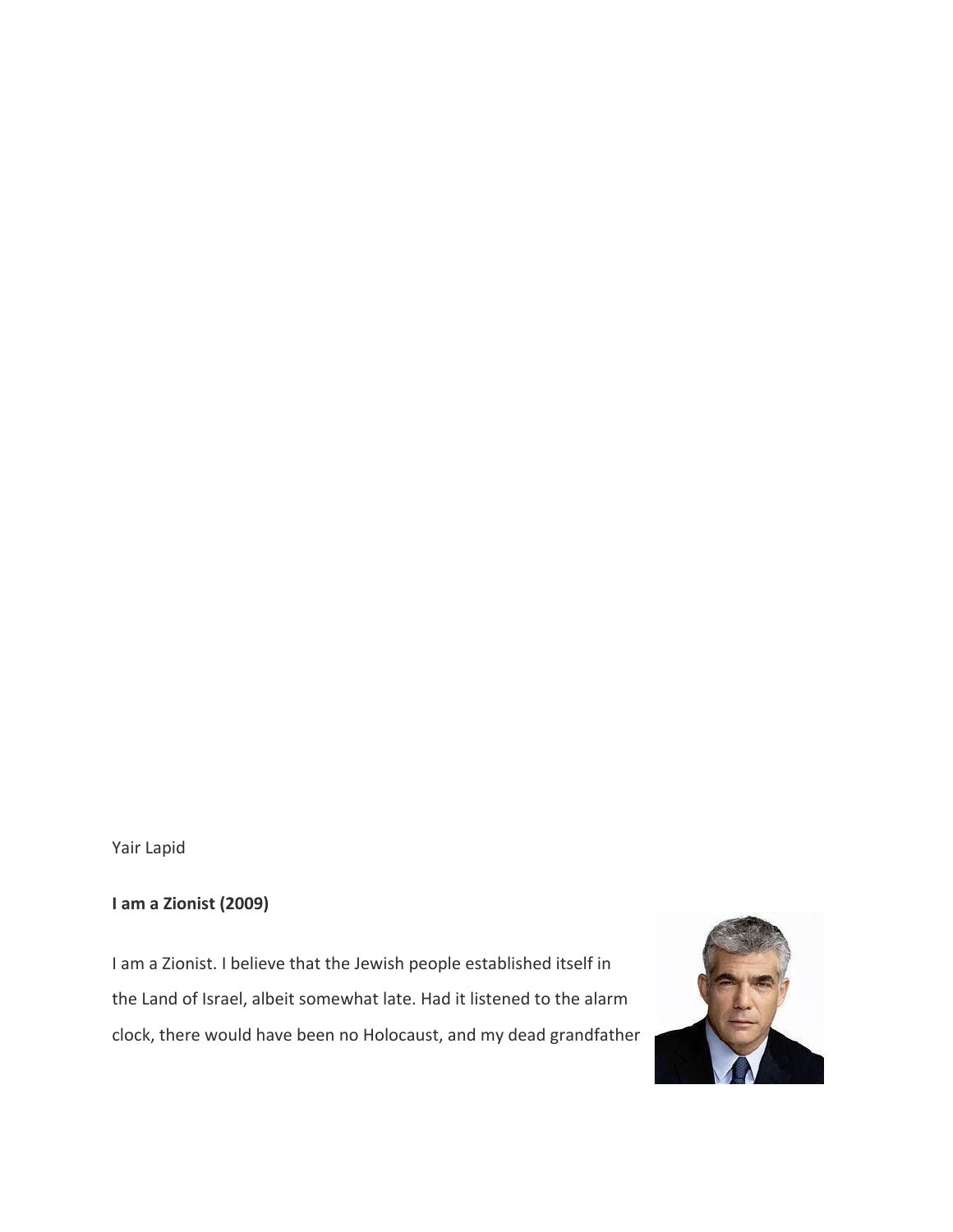Yair Lapid

**I am a Zionist (2009)**

I am a Zionist. I believe that the Jewish people established itself in the Land of Israel, albeit somewhat late. Had it listened to the alarm clock, there would have been no Holocaust, and my dead grandfather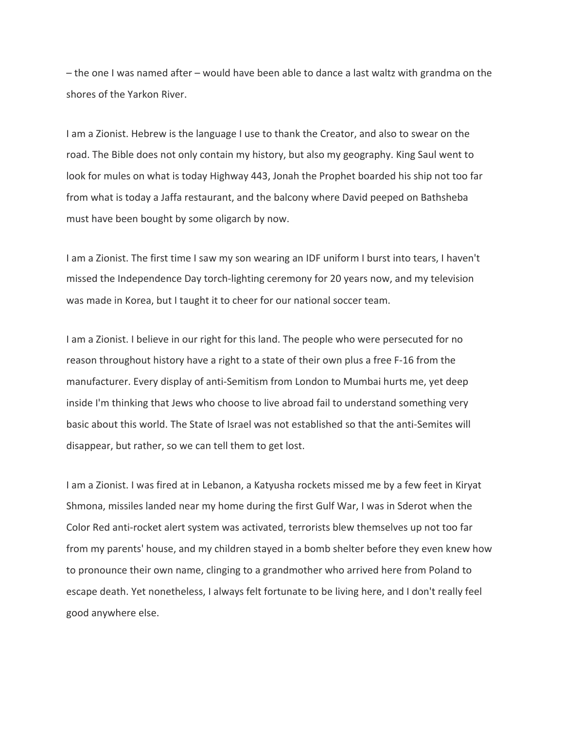– the one I was named after – would have been able to dance a last waltz with grandma on the shores of the Yarkon River.

I am a Zionist. Hebrew is the language I use to thank the Creator, and also to swear on the road. The Bible does not only contain my history, but also my geography. King Saul went to look for mules on what is today Highway 443, Jonah the Prophet boarded his ship not too far from what is today a Jaffa restaurant, and the balcony where David peeped on Bathsheba must have been bought by some oligarch by now.

I am a Zionist. The first time I saw my son wearing an IDF uniform I burst into tears, I haven't missed the Independence Day torch-lighting ceremony for 20 years now, and my television was made in Korea, but I taught it to cheer for our national soccer team.

I am a Zionist. I believe in our right for this land. The people who were persecuted for no reason throughout history have a right to a state of their own plus a free F-16 from the manufacturer. Every display of anti-Semitism from London to Mumbai hurts me, yet deep inside I'm thinking that Jews who choose to live abroad fail to understand something very basic about this world. The State of Israel was not established so that the anti-Semites will disappear, but rather, so we can tell them to get lost.

I am a Zionist. I was fired at in Lebanon, a Katyusha rockets missed me by a few feet in Kiryat Shmona, missiles landed near my home during the first Gulf War, I was in Sderot when the Color Red anti-rocket alert system was activated, terrorists blew themselves up not too far from my parents' house, and my children stayed in a bomb shelter before they even knew how to pronounce their own name, clinging to a grandmother who arrived here from Poland to escape death. Yet nonetheless, I always felt fortunate to be living here, and I don't really feel good anywhere else.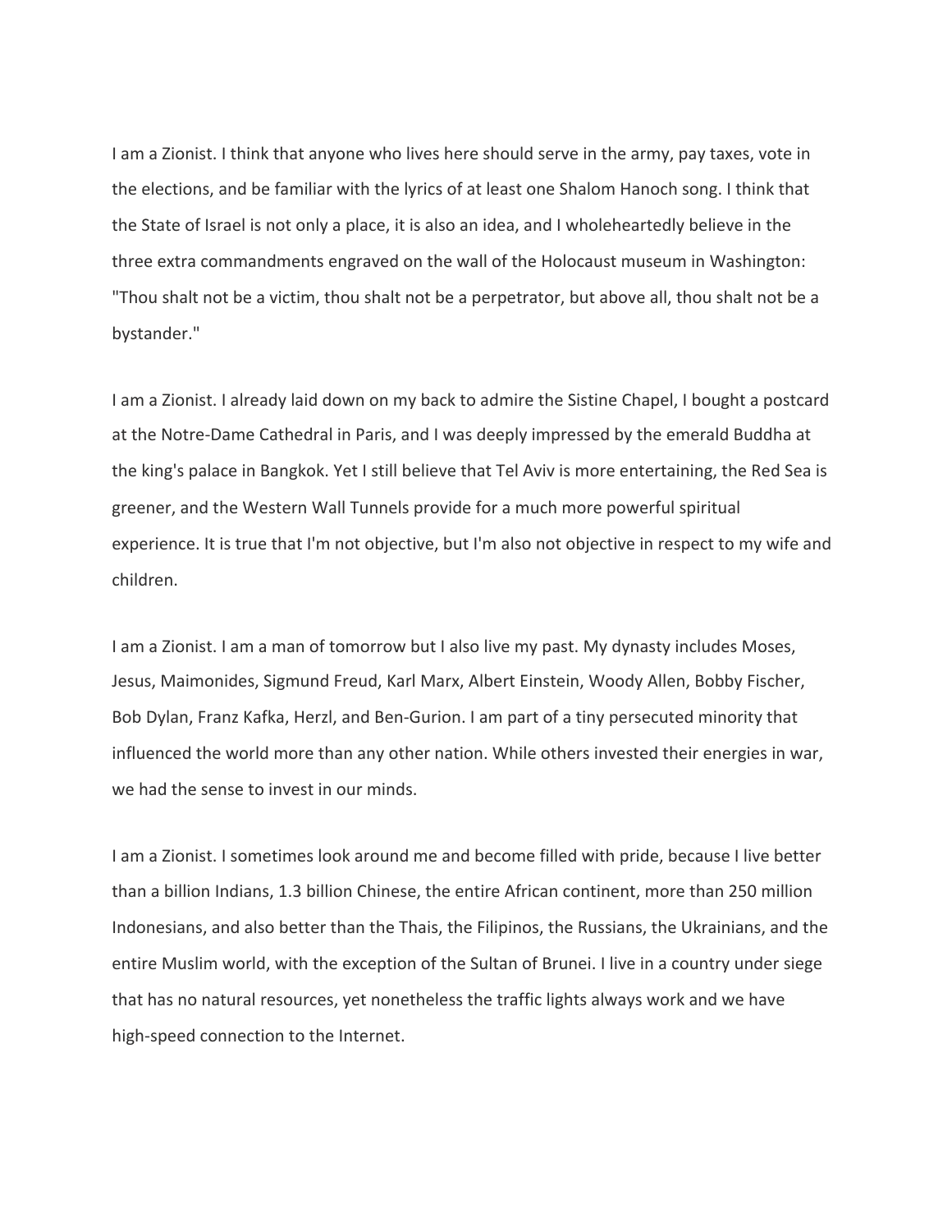I am a Zionist. I think that anyone who lives here should serve in the army, pay taxes, vote in the elections, and be familiar with the lyrics of at least one Shalom Hanoch song. I think that the State of Israel is not only a place, it is also an idea, and I wholeheartedly believe in the three extra commandments engraved on the wall of the Holocaust museum in Washington: "Thou shalt not be a victim, thou shalt not be a perpetrator, but above all, thou shalt not be a bystander."

I am a Zionist. I already laid down on my back to admire the Sistine Chapel, I bought a postcard at the Notre-Dame Cathedral in Paris, and I was deeply impressed by the emerald Buddha at the king's palace in Bangkok. Yet I still believe that Tel Aviv is more entertaining, the Red Sea is greener, and the Western Wall Tunnels provide for a much more powerful spiritual experience. It is true that I'm not objective, but I'm also not objective in respect to my wife and children.

I am a Zionist. I am a man of tomorrow but I also live my past. My dynasty includes Moses, Jesus, Maimonides, Sigmund Freud, Karl Marx, Albert Einstein, Woody Allen, Bobby Fischer, Bob Dylan, Franz Kafka, Herzl, and Ben-Gurion. I am part of a tiny persecuted minority that influenced the world more than any other nation. While others invested their energies in war, we had the sense to invest in our minds.

I am a Zionist. I sometimes look around me and become filled with pride, because I live better than a billion Indians, 1.3 billion Chinese, the entire African continent, more than 250 million Indonesians, and also better than the Thais, the Filipinos, the Russians, the Ukrainians, and the entire Muslim world, with the exception of the Sultan of Brunei. I live in a country under siege that has no natural resources, yet nonetheless the traffic lights always work and we have high-speed connection to the Internet.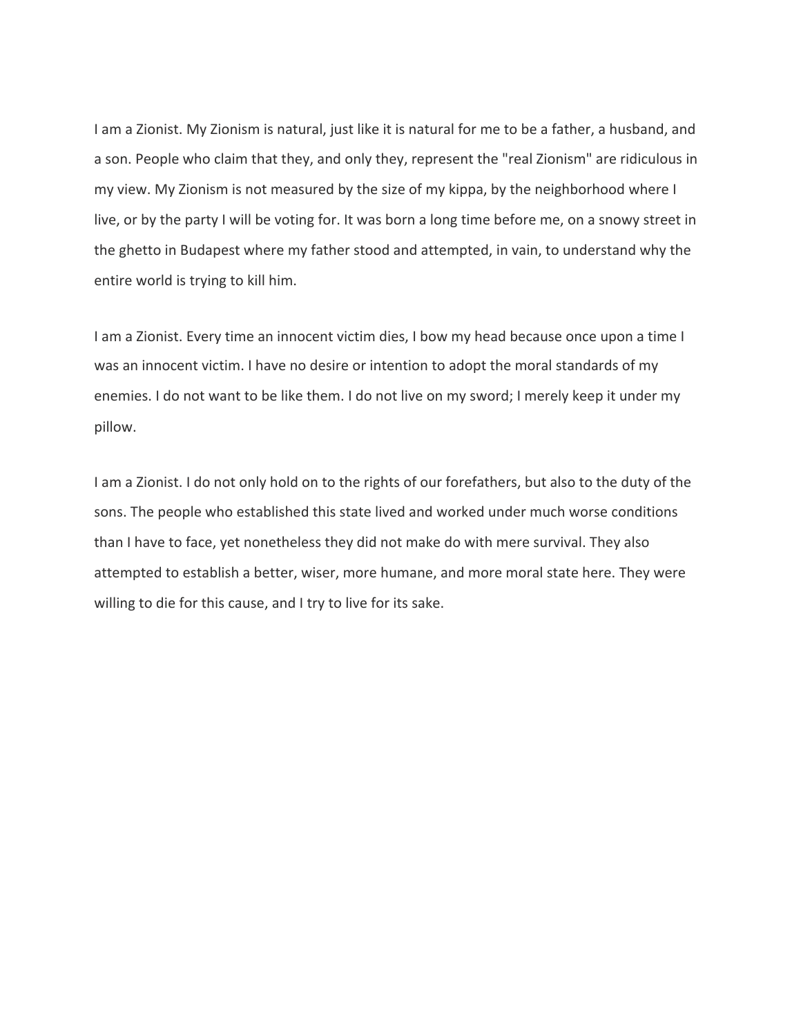I am a Zionist. My Zionism is natural, just like it is natural for me to be a father, a husband, and a son. People who claim that they, and only they, represent the "real Zionism" are ridiculous in my view. My Zionism is not measured by the size of my kippa, by the neighborhood where I live, or by the party I will be voting for. It was born a long time before me, on a snowy street in the ghetto in Budapest where my father stood and attempted, in vain, to understand why the entire world is trying to kill him.

I am a Zionist. Every time an innocent victim dies, I bow my head because once upon a time I was an innocent victim. I have no desire or intention to adopt the moral standards of my enemies. I do not want to be like them. I do not live on my sword; I merely keep it under my pillow.

I am a Zionist. I do not only hold on to the rights of our forefathers, but also to the duty of the sons. The people who established this state lived and worked under much worse conditions than I have to face, yet nonetheless they did not make do with mere survival. They also attempted to establish a better, wiser, more humane, and more moral state here. They were willing to die for this cause, and I try to live for its sake.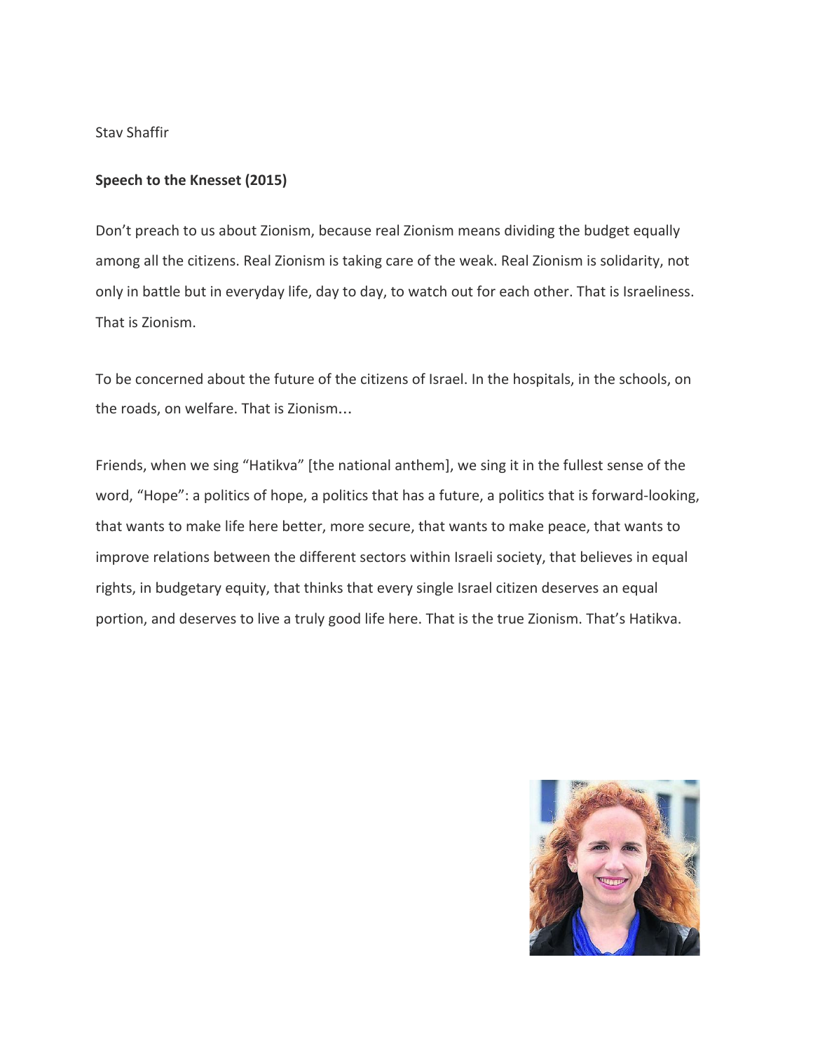Stav Shaffir

**Speech to the Knesset (2015)**

Don't preach to us about Zionism, because real Zionism means dividing the budget equally among all the citizens. Real Zionism is taking care of the weak. Real Zionism is solidarity, not only in battle but in everyday life, day to day, to watch out for each other. That is Israeliness. That is Zionism.

To be concerned about the future of the citizens of Israel. In the hospitals, in the schools, on the roads, on welfare. That is Zionism…

Friends, when we sing "Hatikva" [the national anthem], we sing it in the fullest sense of the word, "Hope": a politics of hope, a politics that has a future, a politics that is forward-looking, that wants to make life here better, more secure, that wants to make peace, that wants to improve relations between the different sectors within Israeli society, that believes in equal rights, in budgetary equity, that thinks that every single Israel citizen deserves an equal portion, and deserves to live a truly good life here. That is the true Zionism. That's Hatikva.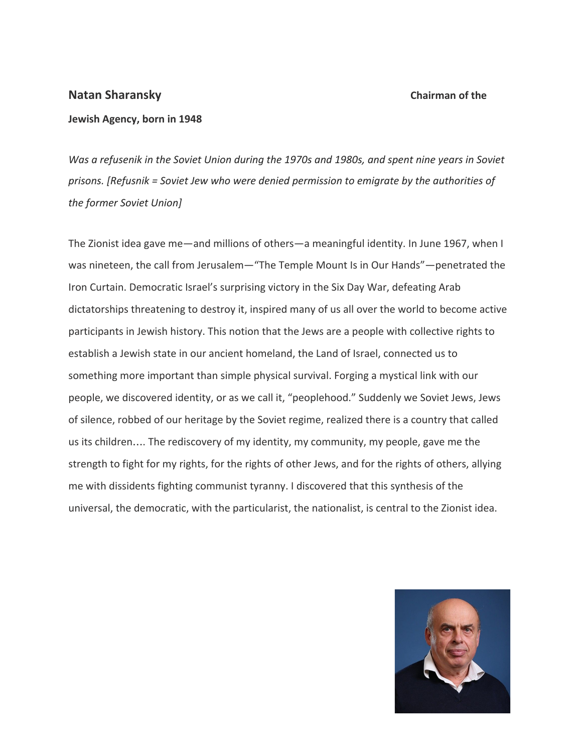**Natan Sharansky** **Chairman of the Jewish Agency, born in 1948**

*Was a refusenik in the Soviet Union during the 1970s and 1980s, and spent nine years in Soviet prisons. [Refusnik = Soviet Jew who were denied permission to emigrate by the authorities of the former Soviet Union]*

The Zionist idea gave me—and millions of others—a meaningful identity. In June 1967, when I was nineteen, the call from Jerusalem—"The Temple Mount Is in Our Hands"—penetrated the Iron Curtain. Democratic Israel's surprising victory in the Six Day War, defeating Arab dictatorships threatening to destroy it, inspired many of us all over the world to become active participants in Jewish history. This notion that the Jews are a people with collective rights to establish a Jewish state in our ancient homeland, the Land of Israel, connected us to something more important than simple physical survival. Forging a mystical link with our people, we discovered identity, or as we call it, "peoplehood." Suddenly we Soviet Jews, Jews of silence, robbed of our heritage by the Soviet regime, realized there is a country that called us its children…. The rediscovery of my identity, my community, my people, gave me the strength to fight for my rights, for the rights of other Jews, and for the rights of others, allying me with dissidents fighting communist tyranny. I discovered that this synthesis of the universal, the democratic, with the particularist, the nationalist, is central to the Zionist idea.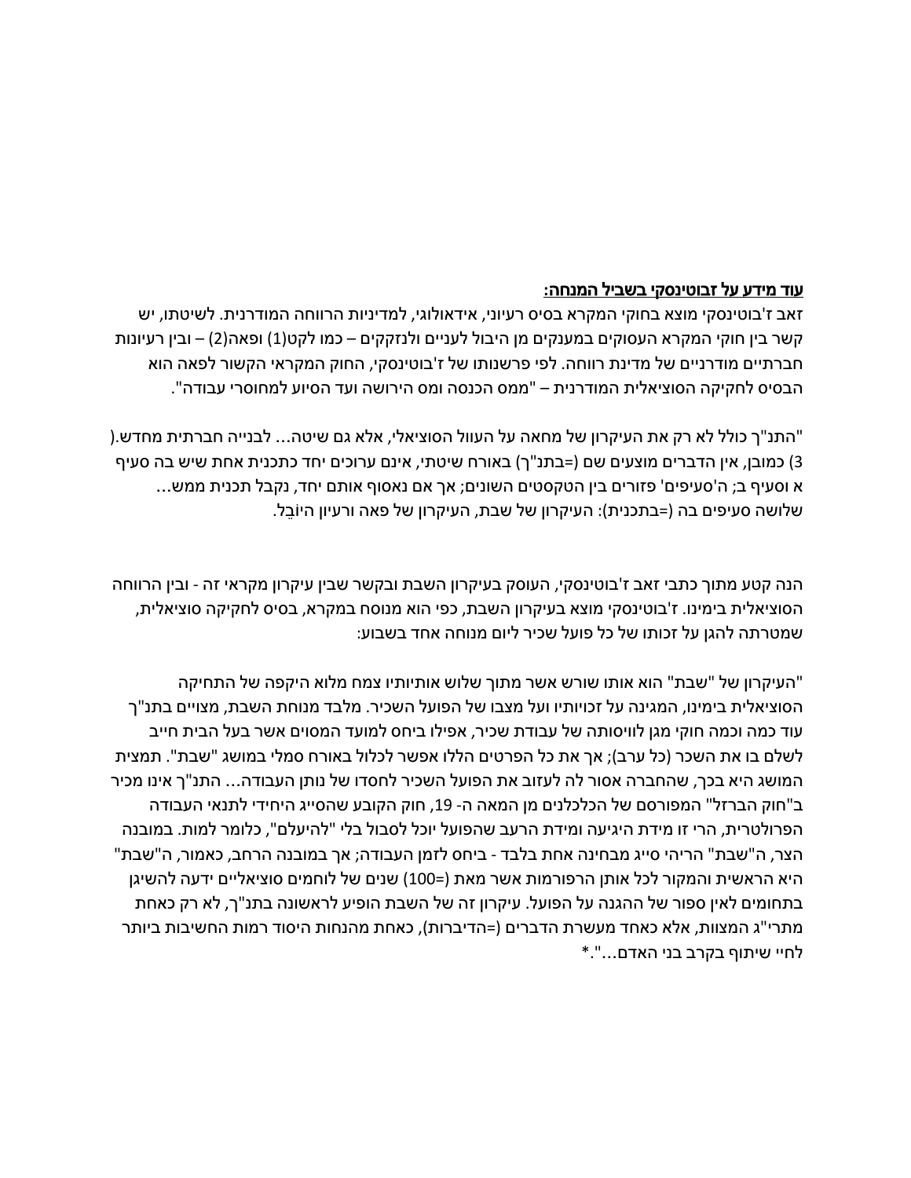**עוד מידע על זבוטינסקי בשביל המנחה:**

זאב ז'בוטינסקי מוצא בחוקי המקרא בסיס רעיוני, אידאולוגי, למדיניות הרווחה המודרנית. לשיטתו, יש קשר בין חוקי המקרא העסוקים במענקים מן היבול לעניים ולנזקקים – כמו לקט(1) ופאה(2) – ובין רעיונות חברתיים מודרניים של מדינת רווחה. לפי פרשנותו של ז'בוטינסקי, החוק המקראי הקשור לפאה הוא הבסיס לחקיקה הסוציאלית המודרנית – "ממס הכנסה ומס הירושה ועד הסיוע למחוסרי עבודה".

"התנ"ך כולל לא רק את העיקרון של מחאה על העוול הסוציאלי, אלא גם שיטה... לבנייה חברתית מחדש.( 3) כמובן, אין הדברים מוצעים שם (=בתנ"ך) באורח שיטתי, אינם ערוכים יחד כתכנית אחת שיש בה סעיף א וסעיף ב; ה'סעיפים' פזורים בין הטקסטים השונים; אך אם נאסוף אותם יחד, נקבל תכנית ממש... שלושה סעיפים בה (=בתכנית): העיקרון של שבת, העיקרון של פאה ורעיון היוֹבֵל.

הנה קטע מתוך כתבי זאב ז'בוטינסקי, העוסק בעיקרון השבת ובקשר שבין עיקרון מקראי זה - ובין הרווחה הסוציאלית בימינו. ז'בוטינסקי מוצא בעיקרון השבת, כפי הוא מנוסח במקרא, בסיס לחקיקה סוציאלית, שמטרתה להגן על זכותו של כל פועל שכיר ליום מנוחה אחד בשבוע:

"העיקרון של "שבת" הוא אותו שורש אשר מתוך שלוש אותיותיו צמח מלוא היקפה של התחיקה הסוציאלית בימינו, המגינה על זכויותיו ועל מצבו של הפועל השכיר. מלבד מנוחת השבת, מצויים בתנ"ך עוד כמה וכמה חוקי מגן לוויסותה של עבודת שכיר, אפילו ביחס למועד המסוים אשר בעל הבית חייב לשלם בו את השכר (כל ערב); אך את כל הפרטים הללו אפשר לכלול באורח סמלי במושג "שבת". תמצית המושג היא בכך, שהחברה אסור לה לעזוב את הפועל השכיר לחסדו של נותן העבודה... התנ"ך אינו מכיר ב"חוק הברזל" המפורסם של הכלכלנים מן המאה ה- 19, חוק הקובע שהסייג היחידי לתנאי העבודה הפרולטרית, הרי זו מידת היגיעה ומידת הרעב שהפועל יוכל לסבול בלי "להיעלם", כלומר למות. במובנה הצר, ה"שבת" הריהי סייג מבחינה אחת בלבד - ביחס לזמן העבודה; אך במובנה הרחב, כאמור, ה"שבת" היא הראשית והמקור לכל אותן הרפורמות אשר מאת (=100) שנים של לוחמים סוציאליים ידעה להשיגן בתחומים לאין ספור של ההגנה על הפועל. עיקרון זה של השבת הופיע לראשונה בתנ"ך, לא רק כאחת מתרי"ג המצוות, אלא כאחד מעשרת הדברים (=הדיברות), כאחת מהנחות היסוד רמות החשיבות ביותר לחיי שיתוף בקרב בני האדם...".*